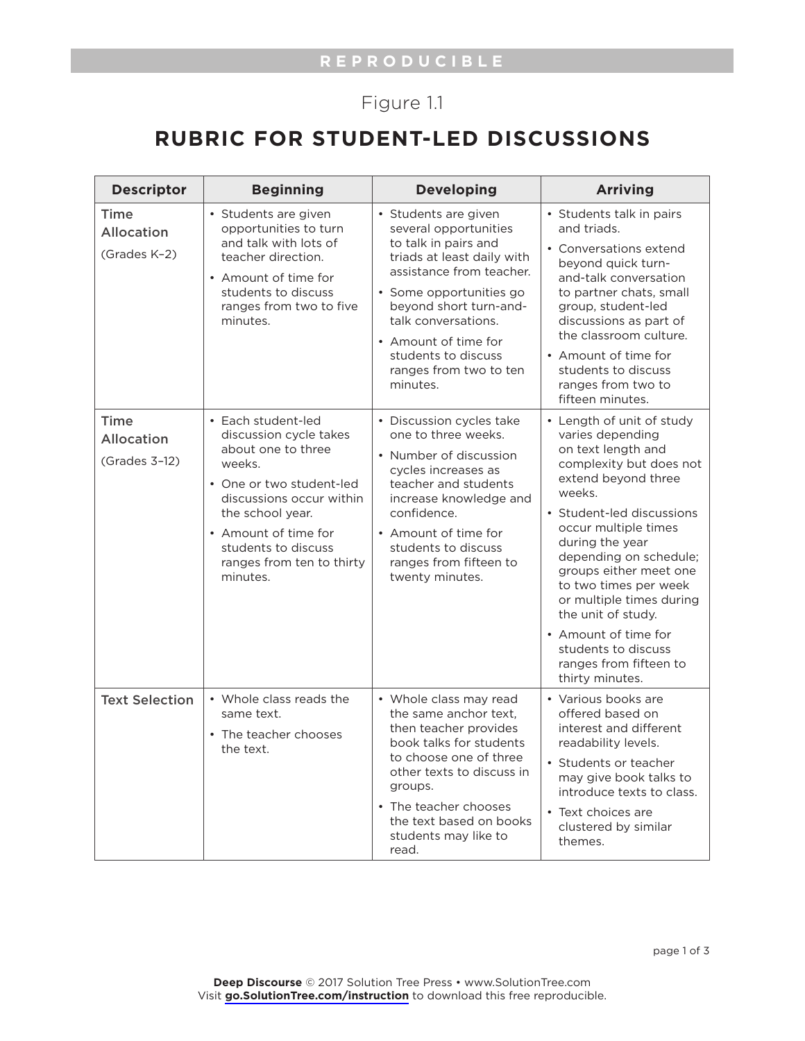REPRODUCIBLE

Figure 1.1

# RUBRIC FOR STUDENT-LED DISCUSSIONS

| Descriptor | Beginning | Developing | Arriving |
|---|---|---|---|
| Time Allocation (Grades K–2) | • Students are given opportunities to turn and talk with lots of teacher direction. • Amount of time for students to discuss ranges from two to five minutes. | • Students are given several opportunities to talk in pairs and triads at least daily with assistance from teacher. • Some opportunities go beyond short turn-and-talk conversations. • Amount of time for students to discuss ranges from two to ten minutes. | • Students talk in pairs and triads. • Conversations extend beyond quick turn-and-talk conversation to partner chats, small group, student-led discussions as part of the classroom culture. • Amount of time for students to discuss ranges from two to fifteen minutes. |
| Time Allocation (Grades 3–12) | • Each student-led discussion cycle takes about one to three weeks. • One or two student-led discussions occur within the school year. • Amount of time for students to discuss ranges from ten to thirty minutes. | • Discussion cycles take one to three weeks. • Number of discussion cycles increases as teacher and students increase knowledge and confidence. • Amount of time for students to discuss ranges from fifteen to twenty minutes. | • Length of unit of study varies depending on text length and complexity but does not extend beyond three weeks. • Student-led discussions occur multiple times during the year depending on schedule; groups either meet one to two times per week or multiple times during the unit of study. • Amount of time for students to discuss ranges from fifteen to thirty minutes. |
| Text Selection | • Whole class reads the same text. • The teacher chooses the text. | • Whole class may read the same anchor text, then teacher provides book talks for students to choose one of three other texts to discuss in groups. • The teacher chooses the text based on books students may like to read. | • Various books are offered based on interest and different readability levels. • Students or teacher may give book talks to introduce texts to class. • Text choices are clustered by similar themes. |

**Deep Discourse** © 2017 Solution Tree Press • www.SolutionTree.com
Visit **go.SolutionTree.com/instruction** to download this free reproducible.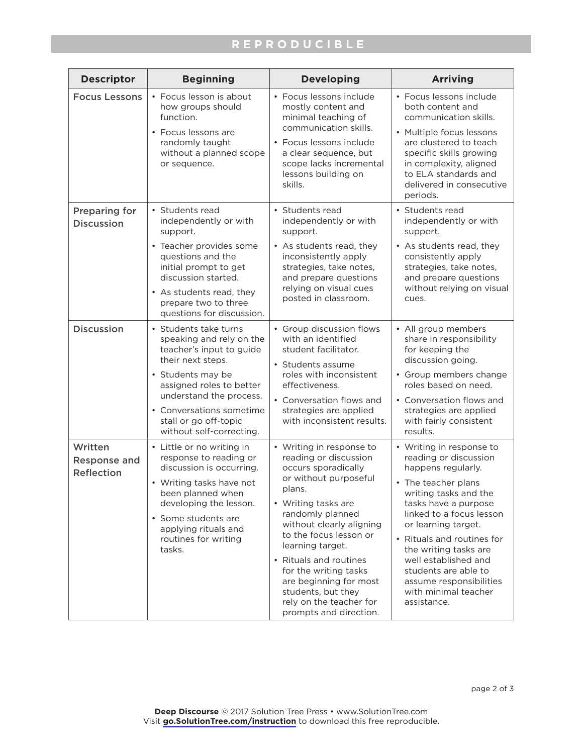REPRODUCIBLE

| Descriptor | Beginning | Developing | Arriving |
|---|---|---|---|
| Focus Lessons | • Focus lesson is about how groups should function.<br>• Focus lessons are randomly taught without a planned scope or sequence. | • Focus lessons include mostly content and minimal teaching of communication skills.<br>• Focus lessons include a clear sequence, but scope lacks incremental lessons building on skills. | • Focus lessons include both content and communication skills.<br>• Multiple focus lessons are clustered to teach specific skills growing in complexity, aligned to ELA standards and delivered in consecutive periods. |
| Preparing for Discussion | • Students read independently or with support.<br>• Teacher provides some questions and the initial prompt to get discussion started.<br>• As students read, they prepare two to three questions for discussion. | • Students read independently or with support.<br>• As students read, they inconsistently apply strategies, take notes, and prepare questions relying on visual cues posted in classroom. | • Students read independently or with support.<br>• As students read, they consistently apply strategies, take notes, and prepare questions without relying on visual cues. |
| Discussion | • Students take turns speaking and rely on the teacher's input to guide their next steps.<br>• Students may be assigned roles to better understand the process.<br>• Conversations sometime stall or go off-topic without self-correcting. | • Group discussion flows with an identified student facilitator.<br>• Students assume roles with inconsistent effectiveness.<br>• Conversation flows and strategies are applied with inconsistent results. | • All group members share in responsibility for keeping the discussion going.<br>• Group members change roles based on need.<br>• Conversation flows and strategies are applied with fairly consistent results. |
| Written Response and Reflection | • Little or no writing in response to reading or discussion is occurring.<br>• Writing tasks have not been planned when developing the lesson.<br>• Some students are applying rituals and routines for writing tasks. | • Writing in response to reading or discussion occurs sporadically or without purposeful plans.<br>• Writing tasks are randomly planned without clearly aligning to the focus lesson or learning target.<br>• Rituals and routines for the writing tasks are beginning for most students, but they rely on the teacher for prompts and direction. | • Writing in response to reading or discussion happens regularly.<br>• The teacher plans writing tasks and the tasks have a purpose linked to a focus lesson or learning target.<br>• Rituals and routines for the writing tasks are well established and students are able to assume responsibilities with minimal teacher assistance. |

**Deep Discourse** © 2017 Solution Tree Press • www.SolutionTree.com
Visit **go.SolutionTree.com/instruction** to download this free reproducible.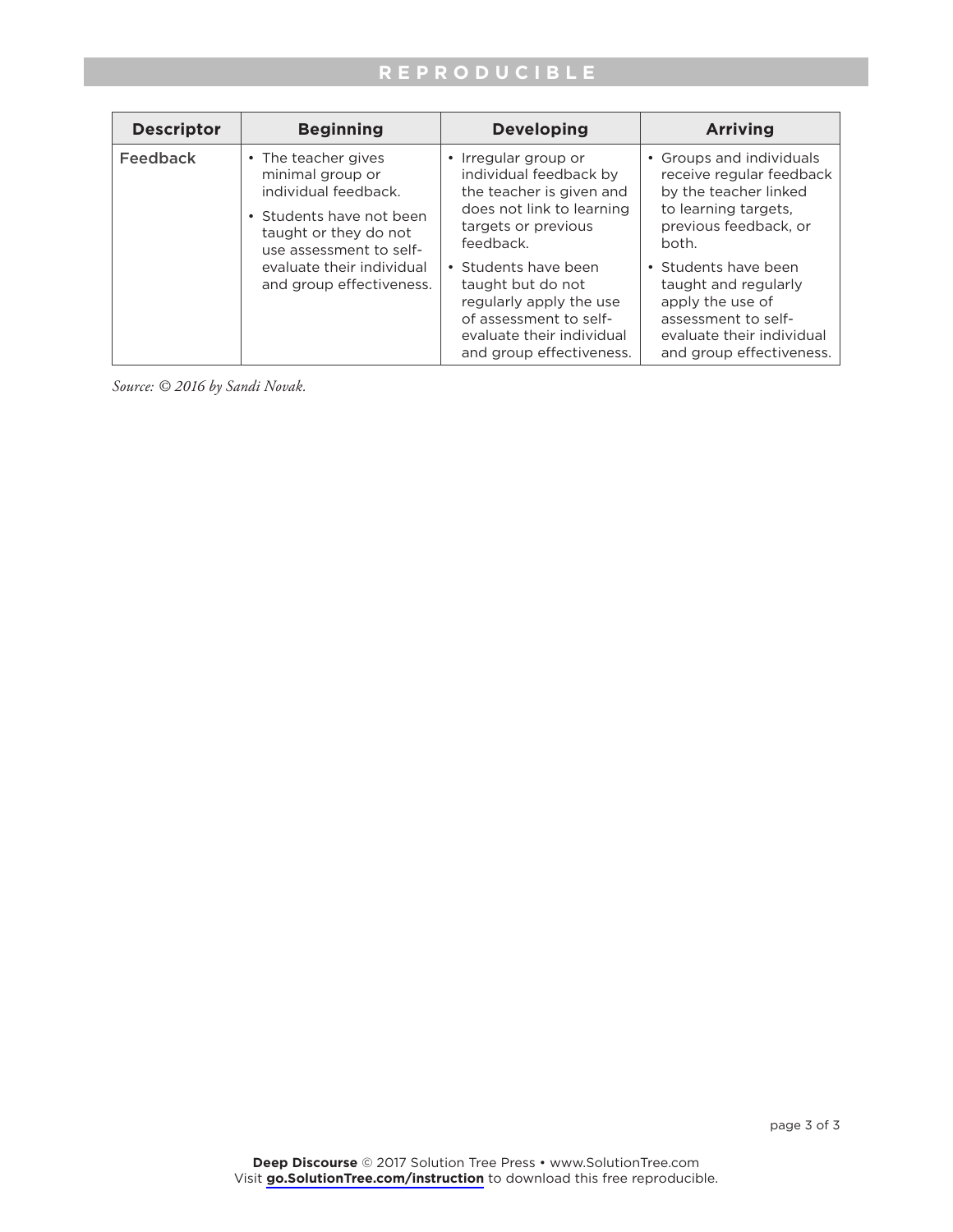| Descriptor | Beginning | Developing | Arriving |
|---|---|---|---|
| Feedback | • The teacher gives minimal group or individual feedback.<br>• Students have not been taught or they do not use assessment to self-evaluate their individual and group effectiveness. | • Irregular group or individual feedback by the teacher is given and does not link to learning targets or previous feedback.<br>• Students have been taught but do not regularly apply the use of assessment to self-evaluate their individual and group effectiveness. | • Groups and individuals receive regular feedback by the teacher linked to learning targets, previous feedback, or both.<br>• Students have been taught and regularly apply the use of assessment to self-evaluate their individual and group effectiveness. |

*Source: © 2016 by Sandi Novak.*